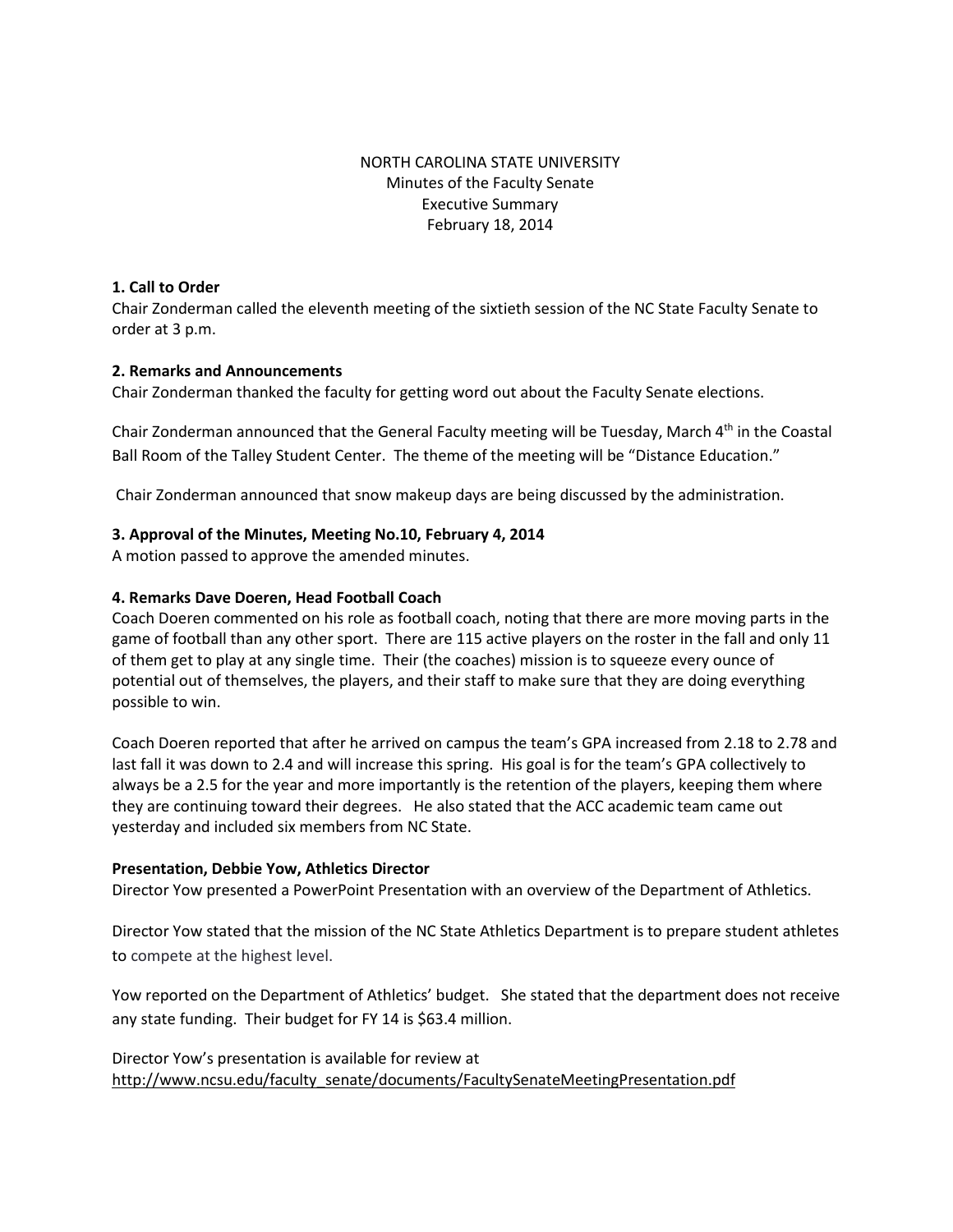NORTH CAROLINA STATE UNIVERSITY
Minutes of the Faculty Senate
Executive Summary
February 18, 2014

**1. Call to Order**
Chair Zonderman called the eleventh meeting of the sixtieth session of the NC State Faculty Senate to order at 3 p.m.

**2. Remarks and Announcements**
Chair Zonderman thanked the faculty for getting word out about the Faculty Senate elections.

Chair Zonderman announced that the General Faculty meeting will be Tuesday, March 4th in the Coastal Ball Room of the Talley Student Center. The theme of the meeting will be "Distance Education."

Chair Zonderman announced that snow makeup days are being discussed by the administration.

**3. Approval of the Minutes, Meeting No.10, February 4, 2014**
A motion passed to approve the amended minutes.

**4. Remarks Dave Doeren, Head Football Coach**
Coach Doeren commented on his role as football coach, noting that there are more moving parts in the game of football than any other sport. There are 115 active players on the roster in the fall and only 11 of them get to play at any single time. Their (the coaches) mission is to squeeze every ounce of potential out of themselves, the players, and their staff to make sure that they are doing everything possible to win.

Coach Doeren reported that after he arrived on campus the team's GPA increased from 2.18 to 2.78 and last fall it was down to 2.4 and will increase this spring. His goal is for the team's GPA collectively to always be a 2.5 for the year and more importantly is the retention of the players, keeping them where they are continuing toward their degrees. He also stated that the ACC academic team came out yesterday and included six members from NC State.

**Presentation, Debbie Yow, Athletics Director**
Director Yow presented a PowerPoint Presentation with an overview of the Department of Athletics.

Director Yow stated that the mission of the NC State Athletics Department is to prepare student athletes to compete at the highest level.

Yow reported on the Department of Athletics' budget. She stated that the department does not receive any state funding. Their budget for FY 14 is $63.4 million.

Director Yow's presentation is available for review at
http://www.ncsu.edu/faculty_senate/documents/FacultySenateMeetingPresentation.pdf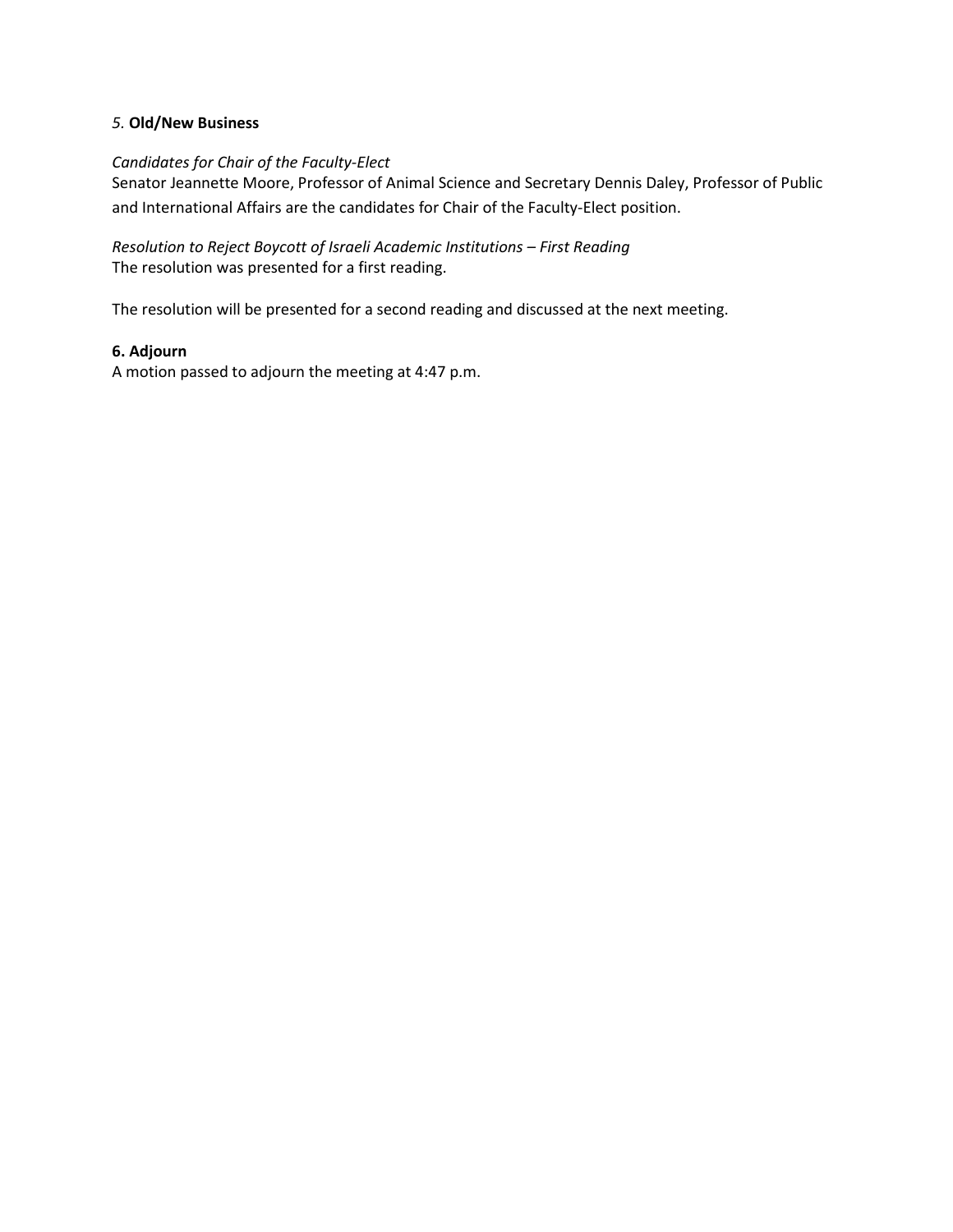### *5.* **Old/New Business**

*Candidates for Chair of the Faculty-Elect*

Senator Jeannette Moore, Professor of Animal Science and Secretary Dennis Daley, Professor of Public and International Affairs are the candidates for Chair of the Faculty-Elect position.

*Resolution to Reject Boycott of Israeli Academic Institutions – First Reading*

The resolution was presented for a first reading.

The resolution will be presented for a second reading and discussed at the next meeting.

### **6. Adjourn**

A motion passed to adjourn the meeting at 4:47 p.m.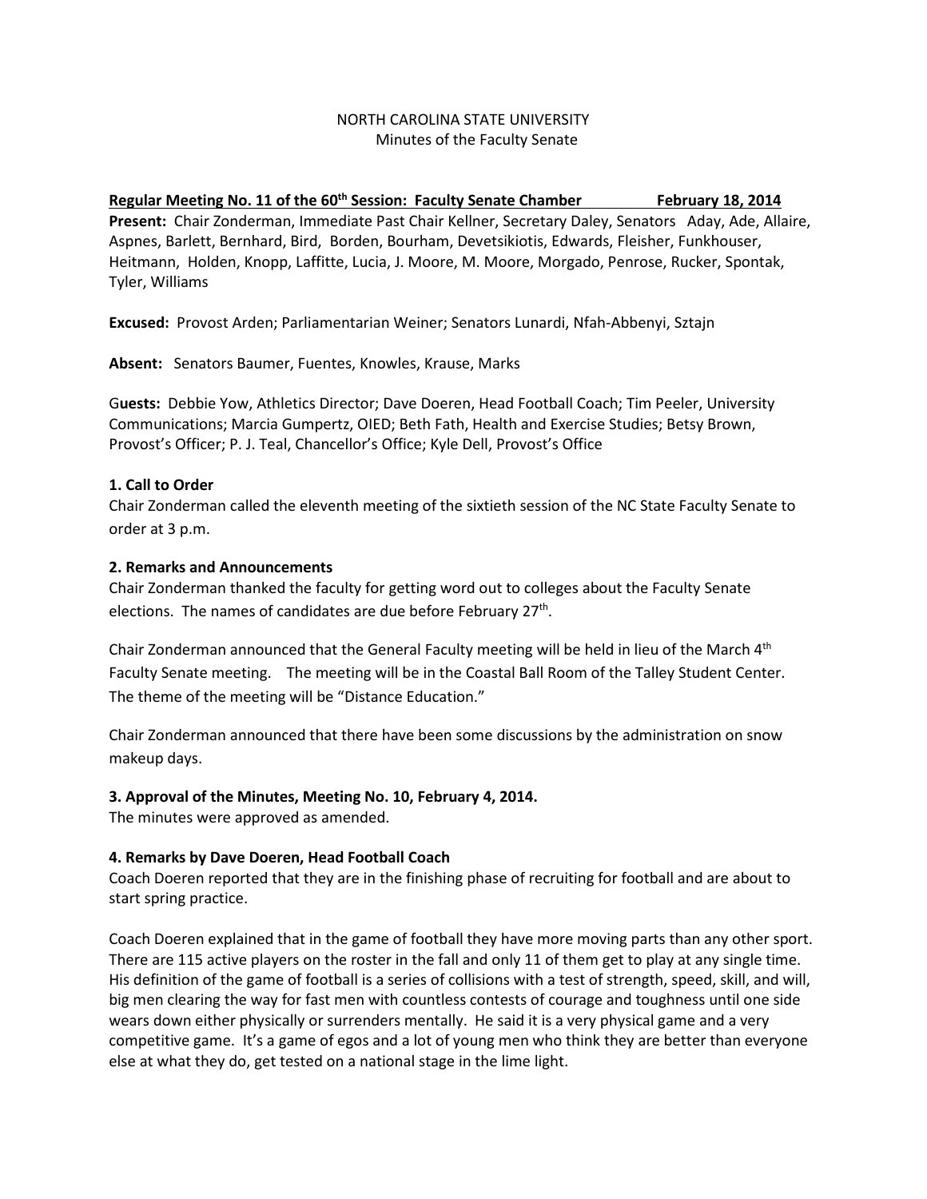NORTH CAROLINA STATE UNIVERSITY
Minutes of the Faculty Senate

**Regular Meeting No. 11 of the 60th Session: Faculty Senate Chamber February 18, 2014**

**Present:** Chair Zonderman, Immediate Past Chair Kellner, Secretary Daley, Senators Aday, Ade, Allaire, Aspnes, Barlett, Bernhard, Bird, Borden, Bourham, Devetsikiotis, Edwards, Fleisher, Funkhouser, Heitmann, Holden, Knopp, Laffitte, Lucia, J. Moore, M. Moore, Morgado, Penrose, Rucker, Spontak, Tyler, Williams

**Excused:** Provost Arden; Parliamentarian Weiner; Senators Lunardi, Nfah-Abbenyi, Sztajn

**Absent:** Senators Baumer, Fuentes, Knowles, Krause, Marks

G**uests:** Debbie Yow, Athletics Director; Dave Doeren, Head Football Coach; Tim Peeler, University Communications; Marcia Gumpertz, OIED; Beth Fath, Health and Exercise Studies; Betsy Brown, Provost's Officer; P. J. Teal, Chancellor's Office; Kyle Dell, Provost's Office

**1. Call to Order**

Chair Zonderman called the eleventh meeting of the sixtieth session of the NC State Faculty Senate to order at 3 p.m.

**2. Remarks and Announcements**

Chair Zonderman thanked the faculty for getting word out to colleges about the Faculty Senate elections. The names of candidates are due before February 27th.

Chair Zonderman announced that the General Faculty meeting will be held in lieu of the March 4th Faculty Senate meeting. The meeting will be in the Coastal Ball Room of the Talley Student Center. The theme of the meeting will be "Distance Education."

Chair Zonderman announced that there have been some discussions by the administration on snow makeup days.

**3. Approval of the Minutes, Meeting No. 10, February 4, 2014.**

The minutes were approved as amended.

**4. Remarks by Dave Doeren, Head Football Coach**

Coach Doeren reported that they are in the finishing phase of recruiting for football and are about to start spring practice.

Coach Doeren explained that in the game of football they have more moving parts than any other sport. There are 115 active players on the roster in the fall and only 11 of them get to play at any single time. His definition of the game of football is a series of collisions with a test of strength, speed, skill, and will, big men clearing the way for fast men with countless contests of courage and toughness until one side wears down either physically or surrenders mentally. He said it is a very physical game and a very competitive game. It's a game of egos and a lot of young men who think they are better than everyone else at what they do, get tested on a national stage in the lime light.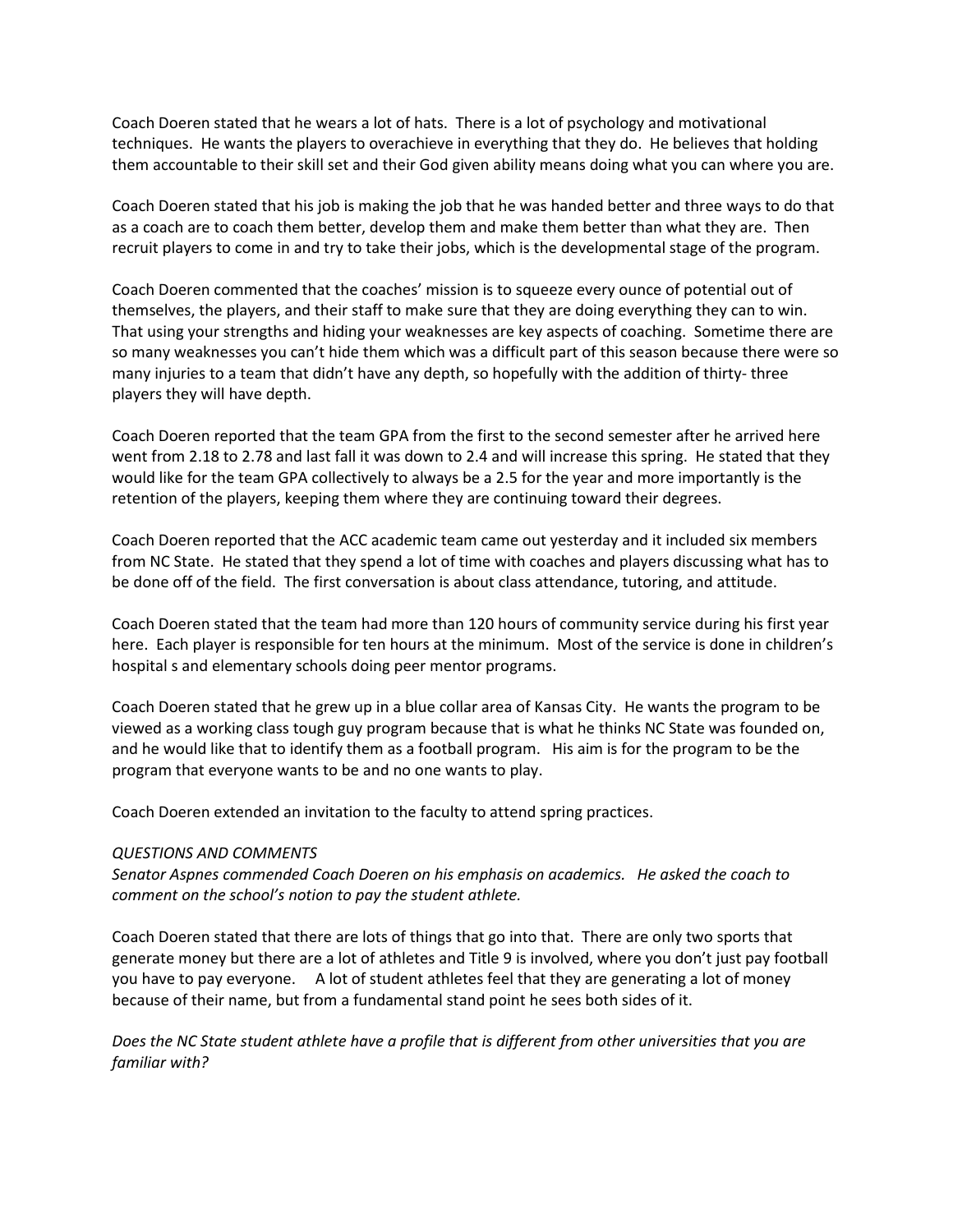Coach Doeren stated that he wears a lot of hats. There is a lot of psychology and motivational techniques. He wants the players to overachieve in everything that they do. He believes that holding them accountable to their skill set and their God given ability means doing what you can where you are.

Coach Doeren stated that his job is making the job that he was handed better and three ways to do that as a coach are to coach them better, develop them and make them better than what they are. Then recruit players to come in and try to take their jobs, which is the developmental stage of the program.

Coach Doeren commented that the coaches' mission is to squeeze every ounce of potential out of themselves, the players, and their staff to make sure that they are doing everything they can to win. That using your strengths and hiding your weaknesses are key aspects of coaching. Sometime there are so many weaknesses you can't hide them which was a difficult part of this season because there were so many injuries to a team that didn't have any depth, so hopefully with the addition of thirty- three players they will have depth.

Coach Doeren reported that the team GPA from the first to the second semester after he arrived here went from 2.18 to 2.78 and last fall it was down to 2.4 and will increase this spring. He stated that they would like for the team GPA collectively to always be a 2.5 for the year and more importantly is the retention of the players, keeping them where they are continuing toward their degrees.

Coach Doeren reported that the ACC academic team came out yesterday and it included six members from NC State. He stated that they spend a lot of time with coaches and players discussing what has to be done off of the field. The first conversation is about class attendance, tutoring, and attitude.

Coach Doeren stated that the team had more than 120 hours of community service during his first year here. Each player is responsible for ten hours at the minimum. Most of the service is done in children's hospital s and elementary schools doing peer mentor programs.

Coach Doeren stated that he grew up in a blue collar area of Kansas City. He wants the program to be viewed as a working class tough guy program because that is what he thinks NC State was founded on, and he would like that to identify them as a football program. His aim is for the program to be the program that everyone wants to be and no one wants to play.

Coach Doeren extended an invitation to the faculty to attend spring practices.

*QUESTIONS AND COMMENTS*

*Senator Aspnes commended Coach Doeren on his emphasis on academics. He asked the coach to comment on the school's notion to pay the student athlete.*

Coach Doeren stated that there are lots of things that go into that. There are only two sports that generate money but there are a lot of athletes and Title 9 is involved, where you don't just pay football you have to pay everyone. A lot of student athletes feel that they are generating a lot of money because of their name, but from a fundamental stand point he sees both sides of it.

*Does the NC State student athlete have a profile that is different from other universities that you are familiar with?*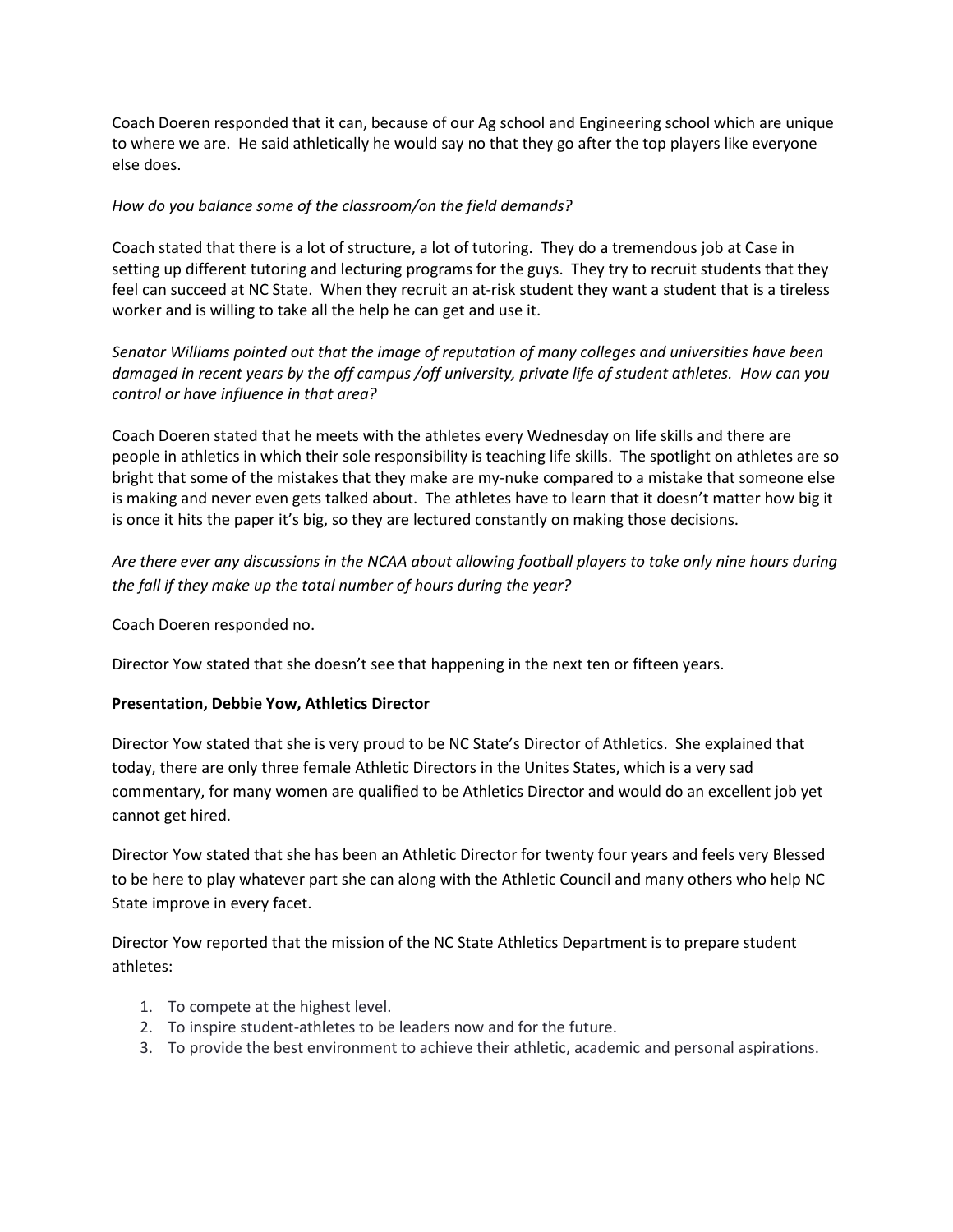Coach Doeren responded that it can, because of our Ag school and Engineering school which are unique to where we are. He said athletically he would say no that they go after the top players like everyone else does.

*How do you balance some of the classroom/on the field demands?*

Coach stated that there is a lot of structure, a lot of tutoring. They do a tremendous job at Case in setting up different tutoring and lecturing programs for the guys. They try to recruit students that they feel can succeed at NC State. When they recruit an at-risk student they want a student that is a tireless worker and is willing to take all the help he can get and use it.

*Senator Williams pointed out that the image of reputation of many colleges and universities have been damaged in recent years by the off campus /off university, private life of student athletes. How can you control or have influence in that area?*

Coach Doeren stated that he meets with the athletes every Wednesday on life skills and there are people in athletics in which their sole responsibility is teaching life skills. The spotlight on athletes are so bright that some of the mistakes that they make are my-nuke compared to a mistake that someone else is making and never even gets talked about. The athletes have to learn that it doesn't matter how big it is once it hits the paper it's big, so they are lectured constantly on making those decisions.

*Are there ever any discussions in the NCAA about allowing football players to take only nine hours during the fall if they make up the total number of hours during the year?*

Coach Doeren responded no.

Director Yow stated that she doesn't see that happening in the next ten or fifteen years.

**Presentation, Debbie Yow, Athletics Director**

Director Yow stated that she is very proud to be NC State's Director of Athletics. She explained that today, there are only three female Athletic Directors in the Unites States, which is a very sad commentary, for many women are qualified to be Athletics Director and would do an excellent job yet cannot get hired.

Director Yow stated that she has been an Athletic Director for twenty four years and feels very Blessed to be here to play whatever part she can along with the Athletic Council and many others who help NC State improve in every facet.

Director Yow reported that the mission of the NC State Athletics Department is to prepare student athletes:

1. To compete at the highest level.
2. To inspire student-athletes to be leaders now and for the future.
3. To provide the best environment to achieve their athletic, academic and personal aspirations.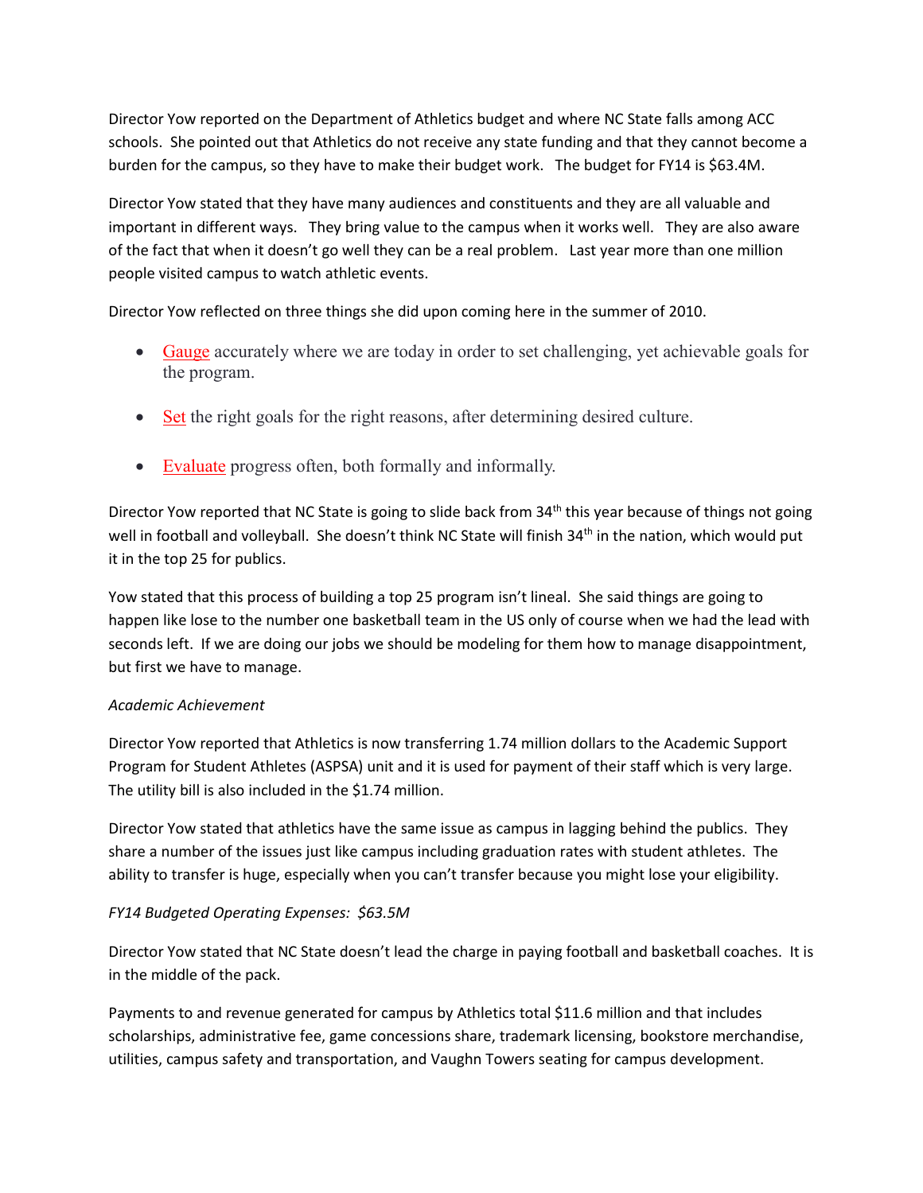Director Yow reported on the Department of Athletics budget and where NC State falls among ACC schools. She pointed out that Athletics do not receive any state funding and that they cannot become a burden for the campus, so they have to make their budget work. The budget for FY14 is $63.4M.

Director Yow stated that they have many audiences and constituents and they are all valuable and important in different ways. They bring value to the campus when it works well. They are also aware of the fact that when it doesn't go well they can be a real problem. Last year more than one million people visited campus to watch athletic events.

Director Yow reflected on three things she did upon coming here in the summer of 2010.

- Gauge accurately where we are today in order to set challenging, yet achievable goals for the program.
- Set the right goals for the right reasons, after determining desired culture.
- Evaluate progress often, both formally and informally.

Director Yow reported that NC State is going to slide back from 34th this year because of things not going well in football and volleyball. She doesn't think NC State will finish 34th in the nation, which would put it in the top 25 for publics.

Yow stated that this process of building a top 25 program isn't lineal. She said things are going to happen like lose to the number one basketball team in the US only of course when we had the lead with seconds left. If we are doing our jobs we should be modeling for them how to manage disappointment, but first we have to manage.

*Academic Achievement*

Director Yow reported that Athletics is now transferring 1.74 million dollars to the Academic Support Program for Student Athletes (ASPSA) unit and it is used for payment of their staff which is very large. The utility bill is also included in the $1.74 million.

Director Yow stated that athletics have the same issue as campus in lagging behind the publics. They share a number of the issues just like campus including graduation rates with student athletes. The ability to transfer is huge, especially when you can't transfer because you might lose your eligibility.

*FY14 Budgeted Operating Expenses: $63.5M*

Director Yow stated that NC State doesn't lead the charge in paying football and basketball coaches. It is in the middle of the pack.

Payments to and revenue generated for campus by Athletics total $11.6 million and that includes scholarships, administrative fee, game concessions share, trademark licensing, bookstore merchandise, utilities, campus safety and transportation, and Vaughn Towers seating for campus development.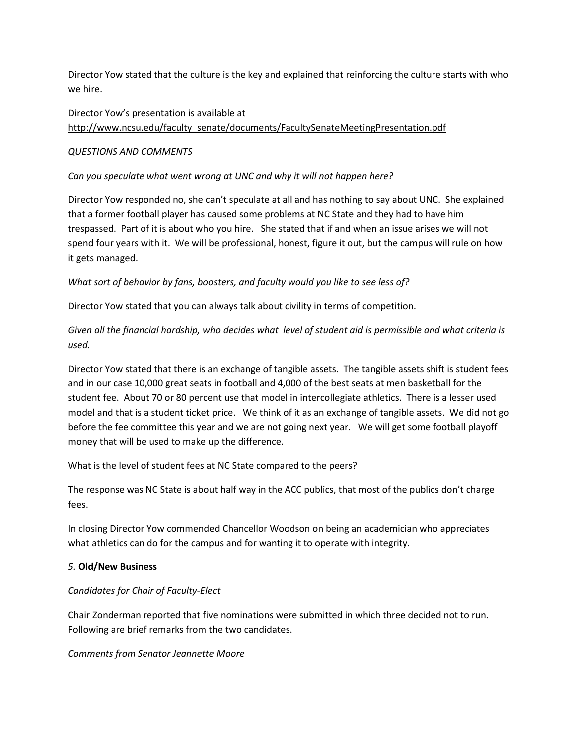Director Yow stated that the culture is the key and explained that reinforcing the culture starts with who we hire.

Director Yow's presentation is available at http://www.ncsu.edu/faculty_senate/documents/FacultySenateMeetingPresentation.pdf

*QUESTIONS AND COMMENTS*

*Can you speculate what went wrong at UNC and why it will not happen here?*

Director Yow responded no, she can't speculate at all and has nothing to say about UNC. She explained that a former football player has caused some problems at NC State and they had to have him trespassed. Part of it is about who you hire. She stated that if and when an issue arises we will not spend four years with it. We will be professional, honest, figure it out, but the campus will rule on how it gets managed.

*What sort of behavior by fans, boosters, and faculty would you like to see less of?*

Director Yow stated that you can always talk about civility in terms of competition.

*Given all the financial hardship, who decides what level of student aid is permissible and what criteria is used.*

Director Yow stated that there is an exchange of tangible assets. The tangible assets shift is student fees and in our case 10,000 great seats in football and 4,000 of the best seats at men basketball for the student fee. About 70 or 80 percent use that model in intercollegiate athletics. There is a lesser used model and that is a student ticket price. We think of it as an exchange of tangible assets. We did not go before the fee committee this year and we are not going next year. We will get some football playoff money that will be used to make up the difference.

What is the level of student fees at NC State compared to the peers?

The response was NC State is about half way in the ACC publics, that most of the publics don't charge fees.

In closing Director Yow commended Chancellor Woodson on being an academician who appreciates what athletics can do for the campus and for wanting it to operate with integrity.

*5.* **Old/New Business**

*Candidates for Chair of Faculty-Elect*

Chair Zonderman reported that five nominations were submitted in which three decided not to run. Following are brief remarks from the two candidates.

*Comments from Senator Jeannette Moore*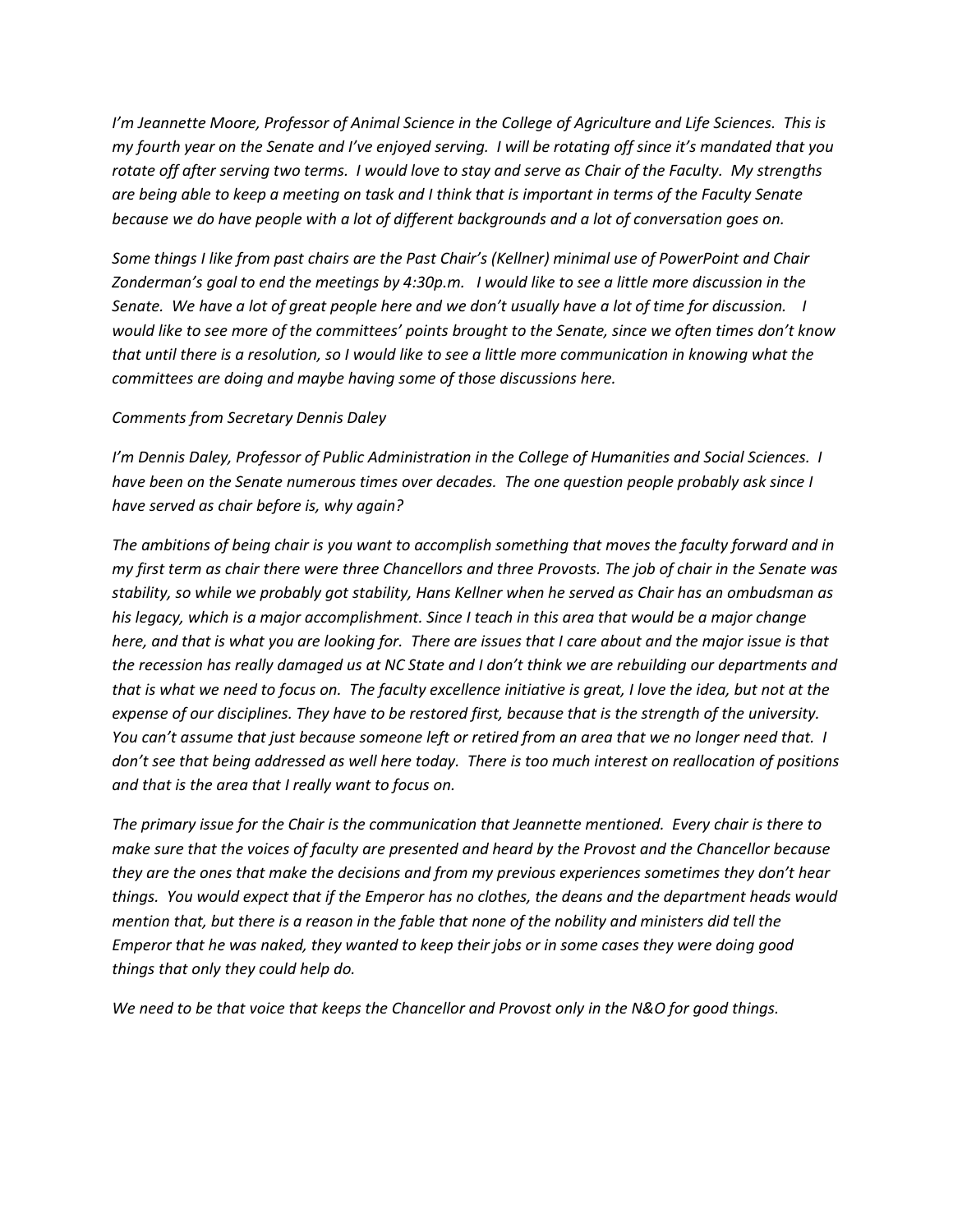*I'm Jeannette Moore, Professor of Animal Science in the College of Agriculture and Life Sciences. This is my fourth year on the Senate and I've enjoyed serving. I will be rotating off since it's mandated that you rotate off after serving two terms. I would love to stay and serve as Chair of the Faculty. My strengths are being able to keep a meeting on task and I think that is important in terms of the Faculty Senate because we do have people with a lot of different backgrounds and a lot of conversation goes on.*

*Some things I like from past chairs are the Past Chair's (Kellner) minimal use of PowerPoint and Chair Zonderman's goal to end the meetings by 4:30p.m. I would like to see a little more discussion in the Senate. We have a lot of great people here and we don't usually have a lot of time for discussion. I would like to see more of the committees' points brought to the Senate, since we often times don't know that until there is a resolution, so I would like to see a little more communication in knowing what the committees are doing and maybe having some of those discussions here.*

*Comments from Secretary Dennis Daley*

*I'm Dennis Daley, Professor of Public Administration in the College of Humanities and Social Sciences. I have been on the Senate numerous times over decades. The one question people probably ask since I have served as chair before is, why again?*

*The ambitions of being chair is you want to accomplish something that moves the faculty forward and in my first term as chair there were three Chancellors and three Provosts. The job of chair in the Senate was stability, so while we probably got stability, Hans Kellner when he served as Chair has an ombudsman as his legacy, which is a major accomplishment. Since I teach in this area that would be a major change here, and that is what you are looking for. There are issues that I care about and the major issue is that the recession has really damaged us at NC State and I don't think we are rebuilding our departments and that is what we need to focus on. The faculty excellence initiative is great, I love the idea, but not at the expense of our disciplines. They have to be restored first, because that is the strength of the university. You can't assume that just because someone left or retired from an area that we no longer need that. I don't see that being addressed as well here today. There is too much interest on reallocation of positions and that is the area that I really want to focus on.*

*The primary issue for the Chair is the communication that Jeannette mentioned. Every chair is there to make sure that the voices of faculty are presented and heard by the Provost and the Chancellor because they are the ones that make the decisions and from my previous experiences sometimes they don't hear things. You would expect that if the Emperor has no clothes, the deans and the department heads would mention that, but there is a reason in the fable that none of the nobility and ministers did tell the Emperor that he was naked, they wanted to keep their jobs or in some cases they were doing good things that only they could help do.*

*We need to be that voice that keeps the Chancellor and Provost only in the N&O for good things.*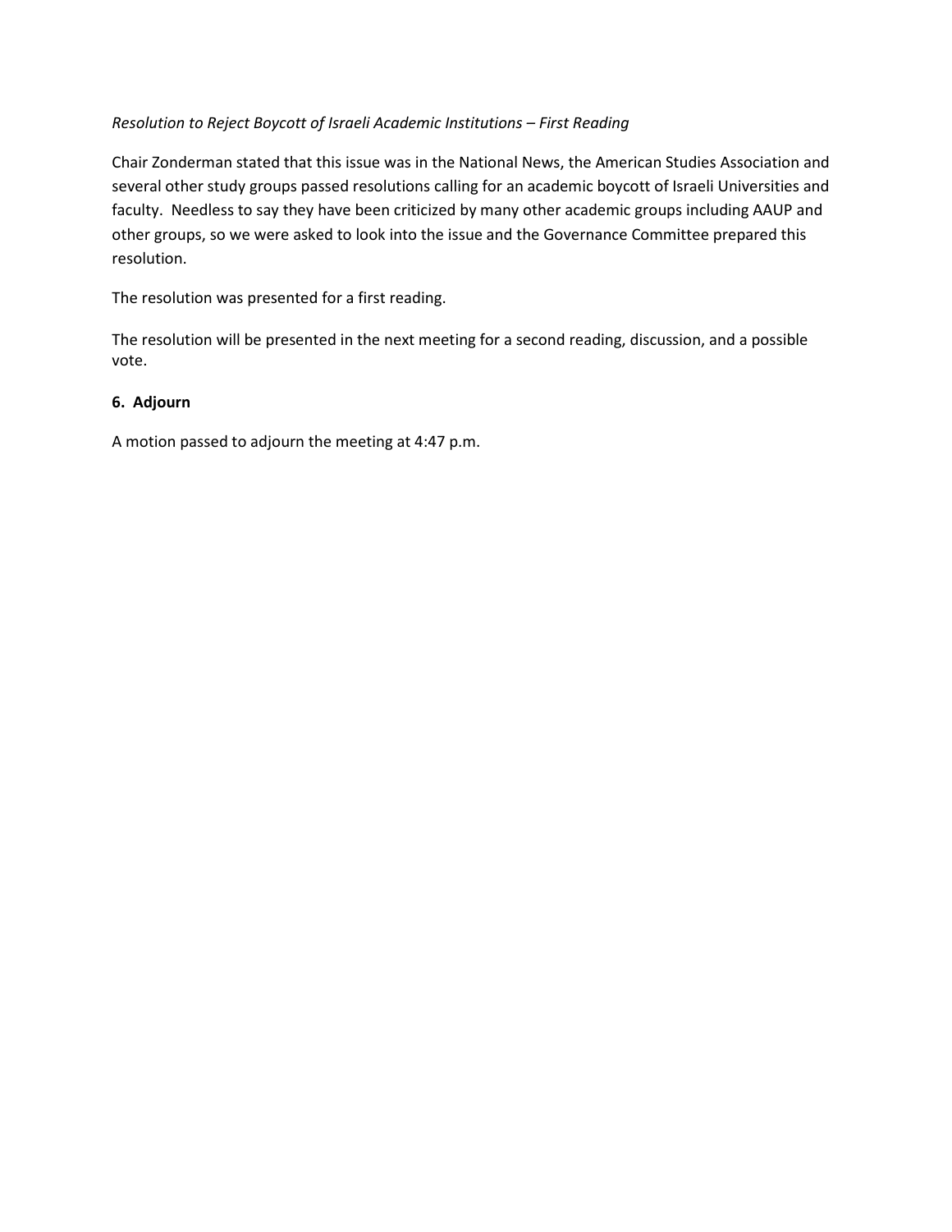*Resolution to Reject Boycott of Israeli Academic Institutions – First Reading*

Chair Zonderman stated that this issue was in the National News, the American Studies Association and several other study groups passed resolutions calling for an academic boycott of Israeli Universities and faculty. Needless to say they have been criticized by many other academic groups including AAUP and other groups, so we were asked to look into the issue and the Governance Committee prepared this resolution.

The resolution was presented for a first reading.

The resolution will be presented in the next meeting for a second reading, discussion, and a possible vote.

**6. Adjourn**

A motion passed to adjourn the meeting at 4:47 p.m.